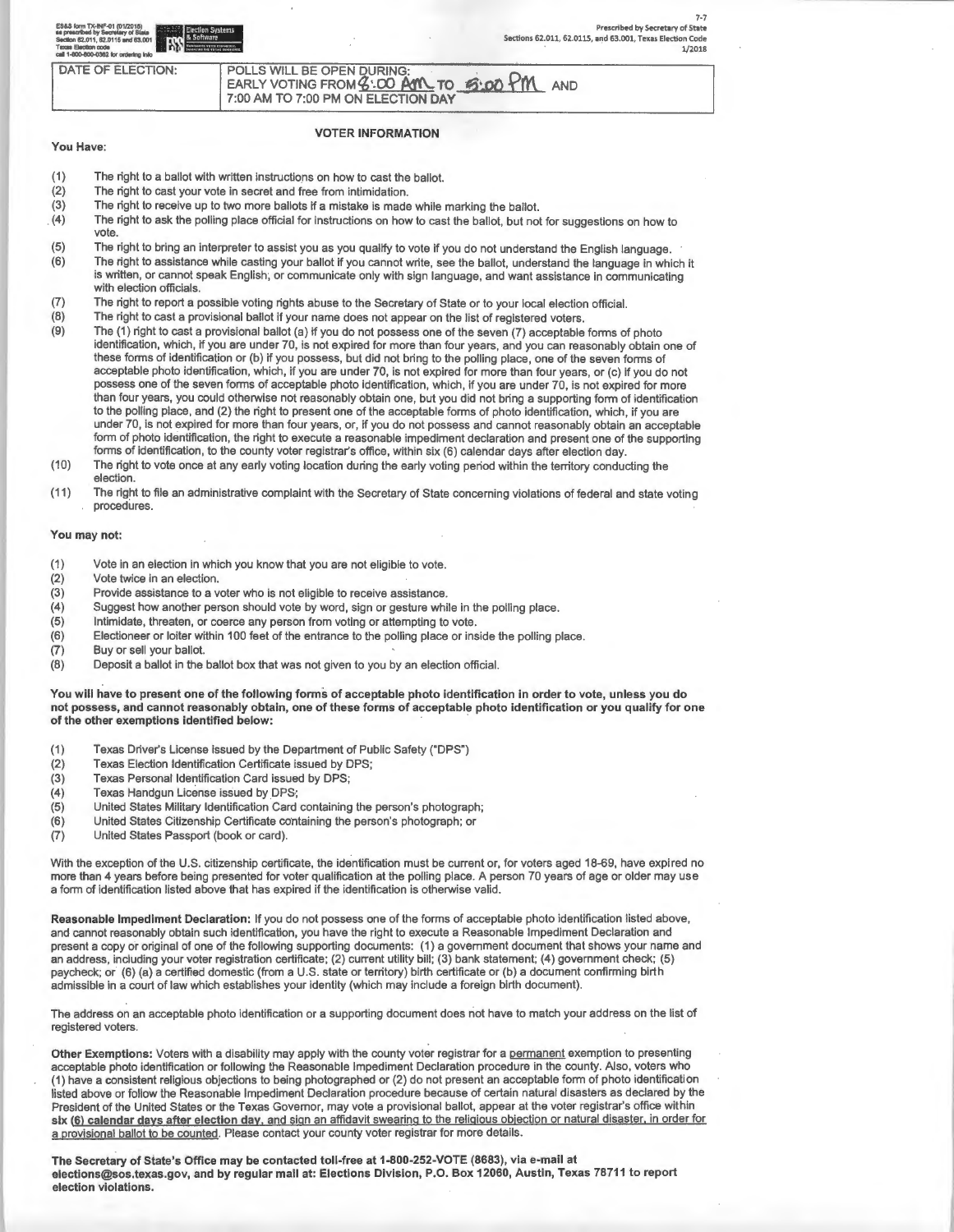ES&S form TX-INF-01 (01/2018) as prescribed by Secretary of State Section 62.011, 62.0115 and 63.001 Texas Election code call 1-800-800-0362 for ordering info

Prescribed by Secretary of State
Sections 62.011, 62.0115, and 63.001, Texas Election Code
1/2018

| DATE OF ELECTION: | POLLS WILL BE OPEN DURING: EARLY VOTING FROM 8:00 AM TO 5:00 PM AND 7:00 AM TO 7:00 PM ON ELECTION DAY |
|---|---|

## VOTER INFORMATION

**You Have:**

(1) The right to a ballot with written instructions on how to cast the ballot.
(2) The right to cast your vote in secret and free from intimidation.
(3) The right to receive up to two more ballots if a mistake is made while marking the ballot.
(4) The right to ask the polling place official for instructions on how to cast the ballot, but not for suggestions on how to vote.
(5) The right to bring an interpreter to assist you as you qualify to vote if you do not understand the English language.
(6) The right to assistance while casting your ballot if you cannot write, see the ballot, understand the language in which it is written, or cannot speak English, or communicate only with sign language, and want assistance in communicating with election officials.
(7) The right to report a possible voting rights abuse to the Secretary of State or to your local election official.
(8) The right to cast a provisional ballot if your name does not appear on the list of registered voters.
(9) The (1) right to cast a provisional ballot (a) if you do not possess one of the seven (7) acceptable forms of photo identification, which, if you are under 70, is not expired for more than four years, and you can reasonably obtain one of these forms of identification or (b) if you possess, but did not bring to the polling place, one of the seven forms of acceptable photo identification, which, if you are under 70, is not expired for more than four years, or (c) if you do not possess one of the seven forms of acceptable photo identification, which, if you are under 70, is not expired for more than four years, you could otherwise not reasonably obtain one, but you did not bring a supporting form of identification to the polling place, and (2) the right to present one of the acceptable forms of photo identification, which, if you are under 70, is not expired for more than four years, or, if you do not possess and cannot reasonably obtain an acceptable form of photo identification, the right to execute a reasonable impediment declaration and present one of the supporting forms of identification, to the county voter registrar's office, within six (6) calendar days after election day.
(10) The right to vote once at any early voting location during the early voting period within the territory conducting the election.
(11) The right to file an administrative complaint with the Secretary of State concerning violations of federal and state voting procedures.

**You may not:**

(1) Vote in an election in which you know that you are not eligible to vote.
(2) Vote twice in an election.
(3) Provide assistance to a voter who is not eligible to receive assistance.
(4) Suggest how another person should vote by word, sign or gesture while in the polling place.
(5) Intimidate, threaten, or coerce any person from voting or attempting to vote.
(6) Electioneer or loiter within 100 feet of the entrance to the polling place or inside the polling place.
(7) Buy or sell your ballot.
(8) Deposit a ballot in the ballot box that was not given to you by an election official.

**You will have to present one of the following forms of acceptable photo identification in order to vote, unless you do not possess, and cannot reasonably obtain, one of these forms of acceptable photo identification or you qualify for one of the other exemptions identified below:**

(1) Texas Driver's License issued by the Department of Public Safety ("DPS")
(2) Texas Election Identification Certificate issued by DPS;
(3) Texas Personal Identification Card issued by DPS;
(4) Texas Handgun License issued by DPS;
(5) United States Military Identification Card containing the person's photograph;
(6) United States Citizenship Certificate containing the person's photograph; or
(7) United States Passport (book or card).

With the exception of the U.S. citizenship certificate, the identification must be current or, for voters aged 18-69, have expired no more than 4 years before being presented for voter qualification at the polling place. A person 70 years of age or older may use a form of identification listed above that has expired if the identification is otherwise valid.

**Reasonable Impediment Declaration:** If you do not possess one of the forms of acceptable photo identification listed above, and cannot reasonably obtain such identification, you have the right to execute a Reasonable Impediment Declaration and present a copy or original of one of the following supporting documents: (1) a government document that shows your name and an address, including your voter registration certificate; (2) current utility bill; (3) bank statement; (4) government check; (5) paycheck; or (6) (a) a certified domestic (from a U.S. state or territory) birth certificate or (b) a document confirming birth admissible in a court of law which establishes your identity (which may include a foreign birth document).

The address on an acceptable photo identification or a supporting document does not have to match your address on the list of registered voters.

**Other Exemptions:** Voters with a disability may apply with the county voter registrar for a permanent exemption to presenting acceptable photo identification or following the Reasonable Impediment Declaration procedure in the county. Also, voters who (1) have a consistent religious objections to being photographed or (2) do not present an acceptable form of photo identification listed above or follow the Reasonable Impediment Declaration procedure because of certain natural disasters as declared by the President of the United States or the Texas Governor, may vote a provisional ballot, appear at the voter registrar's office within **six (6) calendar days after election day, and sign an affidavit swearing to the religious objection or natural disaster, in order for a provisional ballot to be counted**. Please contact your county voter registrar for more details.

**The Secretary of State's Office may be contacted toll-free at 1-800-252-VOTE (8683), via e-mail at elections@sos.texas.gov, and by regular mail at: Elections Division, P.O. Box 12060, Austin, Texas 78711 to report election violations.**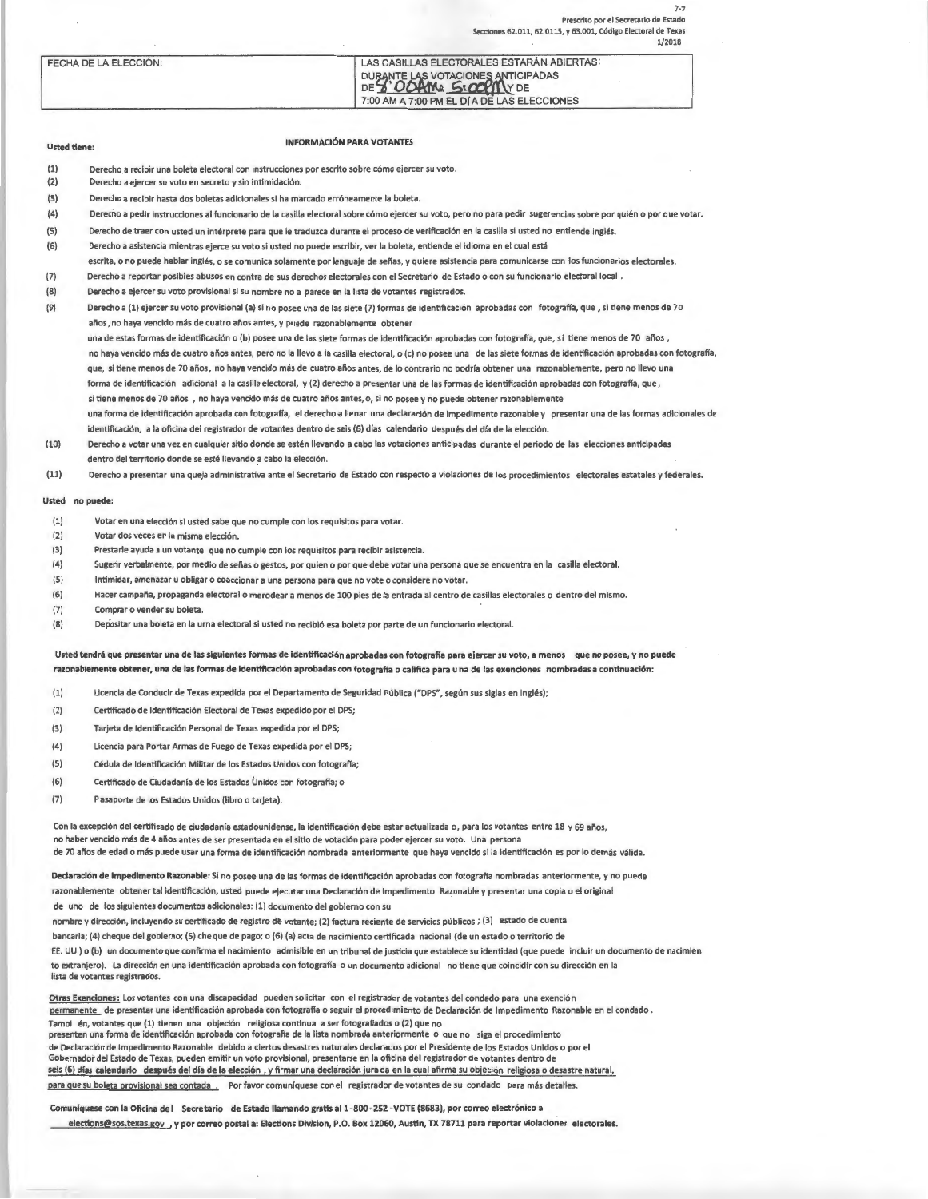7-7
Prescrito por el Secretario de Estado
Secciones 62.011, 62.0115, y 63.001, Código Electoral de Texas
1/2018

| FECHA DE LA ELECCIÓN: | LAS CASILLAS ELECTORALES ESTARÁN ABIERTAS: DURANTE LAS VOTACIONES ANTICIPADAS DE 8:00AM A 5:00PM Y DE 7:00 AM A 7:00 PM EL DÍA DE LAS ELECCIONES |
|---|---|

## INFORMACIÓN PARA VOTANTES

**Usted tiene:**

(1) Derecho a recibir una boleta electoral con instrucciones por escrito sobre cómo ejercer su voto.

(2) Derecho a ejercer su voto en secreto y sin intimidación.

(3) Derecho a recibir hasta dos boletas adicionales si ha marcado erróneamente la boleta.

(4) Derecho a pedir instrucciones al funcionario de la casilla electoral sobre cómo ejercer su voto, pero no para pedir sugerencias sobre por quién o por qué votar.

(5) Derecho de traer con usted un intérprete para que le traduzca durante el proceso de verificación en la casilla si usted no entiende inglés.

(6) Derecho a asistencia mientras ejerce su voto si usted no puede escribir, ver la boleta, entiende el idioma en el cual está escrita, o no puede hablar inglés, o se comunica solamente por lenguaje de señas, y quiere asistencia para comunicarse con los funcionarios electorales.

(7) Derecho a reportar posibles abusos en contra de sus derechos electorales con el Secretario de Estado o con su funcionario electoral local .

(8) Derecho a ejercer su voto provisional si su nombre no a parece en la lista de votantes registrados.

(9) Derecho a (1) ejercer su voto provisional (a) si no posee una de las siete (7) formas de identificación aprobadas con fotografía, que , si tiene menos de 70 años, no haya vencido más de cuatro años antes, y puede razonablemente obtener una de estas formas de identificación o (b) posee una de las siete formas de identificación aprobadas con fotografía, que, si tiene menos de 70 años , no haya vencido más de cuatro años antes, pero no la llevo a la casilla electoral, o (c) no posee una de las siete formas de identificación aprobadas con fotografía, que, si tiene menos de 70 años, no haya vencido más de cuatro años antes, de lo contrario no podría obtener una razonablemente, pero no llevo una forma de identificación adicional a la casilla electoral, y (2) derecho a presentar una de las formas de identificación aprobadas con fotografía, que , si tiene menos de 70 años , no haya vencido más de cuatro años antes, o, si no posee y no puede obtener razonablemente una forma de identificación aprobada con fotografía, el derecho a llenar una declaración de impedimento razonable y presentar una de las formas adicionales de identificación, a la oficina del registrador de votantes dentro de seis (6) días calendario después del día de la elección.

(10) Derecho a votar una vez en cualquier sitio donde se estén llevando a cabo las votaciones anticipadas durante el periodo de las elecciones anticipadas dentro del territorio donde se esté llevando a cabo la elección.

(11) Derecho a presentar una queja administrativa ante el Secretario de Estado con respecto a violaciones de los procedimientos electorales estatales y federales.

**Usted no puede:**

(1) Votar en una elección si usted sabe que no cumple con los requisitos para votar.

(2) Votar dos veces en la misma elección.

(3) Prestarle ayuda a un votante que no cumple con los requisitos para recibir asistencia.

(4) Sugerir verbalmente, por medio de señas o gestos, por quien o por que debe votar una persona que se encuentra en la casilla electoral.

(5) Intimidar, amenazar u obligar o coaccionar a una persona para que no vote o considere no votar.

(6) Hacer campaña, propaganda electoral o merodear a menos de 100 pies de la entrada al centro de casillas electorales o dentro del mismo.

(7) Comprar o vender su boleta.

(8) Depositar una boleta en la urna electoral si usted no recibió esa boleta por parte de un funcionario electoral.

**Usted tendrá que presentar una de las siguientes formas de identificación aprobadas con fotografía para ejercer su voto, a menos que no posee, y no puede razonablemente obtener, una de las formas de identificación aprobadas con fotografía o califica para una de las exenciones nombradas a continuación:**

(1) Licencia de Conducir de Texas expedida por el Departamento de Seguridad Pública ("DPS", según sus siglas en inglés);

(2) Certificado de Identificación Electoral de Texas expedido por el DPS;

(3) Tarjeta de Identificación Personal de Texas expedida por el DPS;

(4) Licencia para Portar Armas de Fuego de Texas expedida por el DPS;

(5) Cédula de Identificación Militar de los Estados Unidos con fotografía;

(6) Certificado de Ciudadanía de los Estados Unidos con fotografía; o

(7) Pasaporte de los Estados Unidos (libro o tarjeta).

Con la excepción del certificado de ciudadanía estadounidense, la identificación debe estar actualizada o, para los votantes entre 18 y 69 años, no haber vencido más de 4 años antes de ser presentada en el sitio de votación para poder ejercer su voto. Una persona de 70 años de edad o más puede usar una forma de identificación nombrada anteriormente que haya vencido si la identificación es por lo demás válida.

**Declaración de Impedimento Razonable:** Si no posee una de las formas de identificación aprobadas con fotografía nombradas anteriormente, y no puede razonablemente obtener tal identificación, usted puede ejecutar una Declaración de Impedimento Razonable y presentar una copia o el original de uno de los siguientes documentos adicionales: (1) documento del gobierno con su nombre y dirección, incluyendo su certificado de registro de votante; (2) factura reciente de servicios públicos ; (3) estado de cuenta bancaria; (4) cheque del gobierno; (5) cheque de pago; o (6) (a) acta de nacimiento certificada nacional (de un estado o territorio de EE. UU.) o (b) un documento que confirma el nacimiento admisible en un tribunal de justicia que establece su identidad (que puede incluir un documento de nacimiento extranjero). La dirección en una identificación aprobada con fotografía o un documento adicional no tiene que coincidir con su dirección en la lista de votantes registrados.

**Otras Exenciones:** Los votantes con una discapacidad pueden solicitar con el registrador de votantes del condado para una exención permanente de presentar una identificación aprobada con fotografía o seguir el procedimiento de Declaración de Impedimento Razonable en el condado. También, votantes que (1) tienen una objeción religiosa continua a ser fotografiados o (2) que no presenten una forma de identificación aprobada con fotografía de la lista nombrada anteriormente o que no siga el procedimiento de Declaración de Impedimento Razonable debido a ciertos desastres naturales declarados por el Presidente de los Estados Unidos o por el Gobernador del Estado de Texas, pueden emitir un voto provisional, presentarse en la oficina del registrador de votantes dentro de seis (6) días calendario después del día de la elección, y firmar una declaración jurada en la cual afirma su objeción religiosa o desastre natural, para que su boleta provisional sea contada . Por favor comuníquese con el registrador de votantes de su condado para más detalles.

**Comuníquese con la Oficina del Secretario de Estado llamando gratis al 1-800-252-VOTE (8683), por correo electrónico a elections@sos.texas.gov , y por correo postal a: Elections Division, P.O. Box 12060, Austin, TX 78711 para reportar violaciones electorales.**